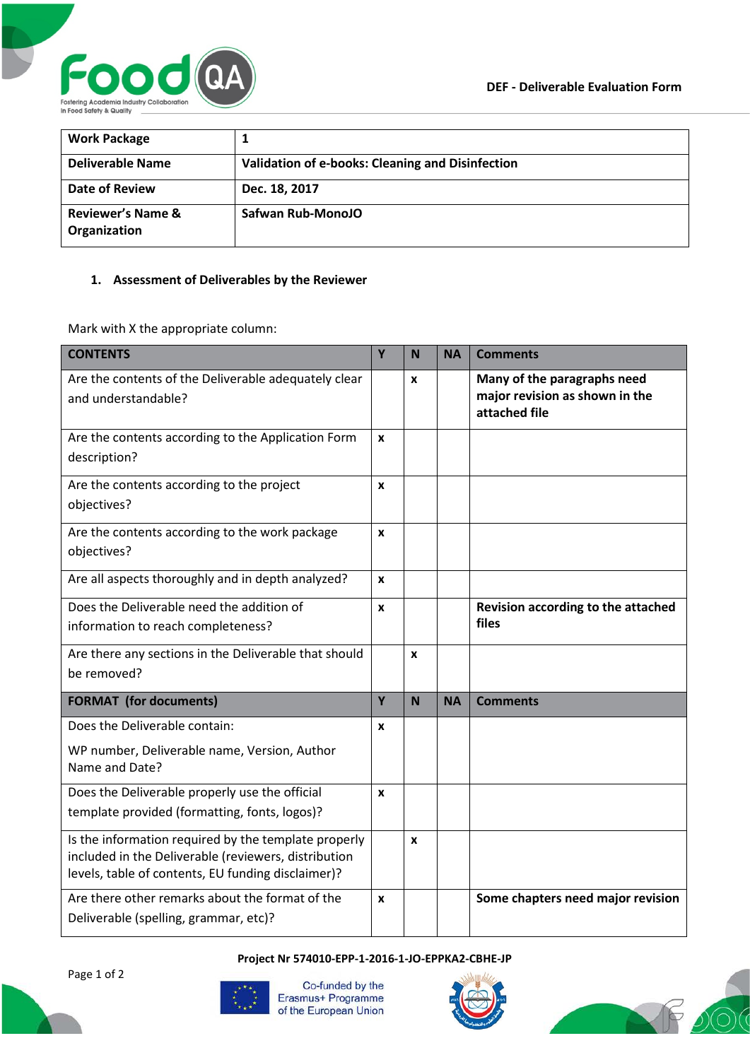DEF - Deliverable Evaluation Form

| Work Package | 1 |
|---|---|
| Deliverable Name | Validation of e-books: Cleaning and Disinfection |
| Date of Review | Dec. 18, 2017 |
| Reviewer's Name & Organization | Safwan Rub-MonoJO |

## 1. Assessment of Deliverables by the Reviewer

Mark with X the appropriate column:

| CONTENTS | Y | N | NA | Comments |
|---|---|---|---|---|
| Are the contents of the Deliverable adequately clear and understandable? | | x | | **Many of the paragraphs need major revision as shown in the attached file** |
| Are the contents according to the Application Form description? | x | | | |
| Are the contents according to the project objectives? | x | | | |
| Are the contents according to the work package objectives? | x | | | |
| Are all aspects thoroughly and in depth analyzed? | x | | | |
| Does the Deliverable need the addition of information to reach completeness? | x | | | **Revision according to the attached files** |
| Are there any sections in the Deliverable that should be removed? | | x | | |
| **FORMAT (for documents)** | **Y** | **N** | **NA** | **Comments** |
| Does the Deliverable contain: WP number, Deliverable name, Version, Author Name and Date? | x | | | |
| Does the Deliverable properly use the official template provided (formatting, fonts, logos)? | x | | | |
| Is the information required by the template properly included in the Deliverable (reviewers, distribution levels, table of contents, EU funding disclaimer)? | | x | | |
| Are there other remarks about the format of the Deliverable (spelling, grammar, etc)? | x | | | **Some chapters need major revision** |

Project Nr 574010-EPP-1-2016-1-JO-EPPKA2-CBHE-JP

Co-funded by the Erasmus+ Programme of the European Union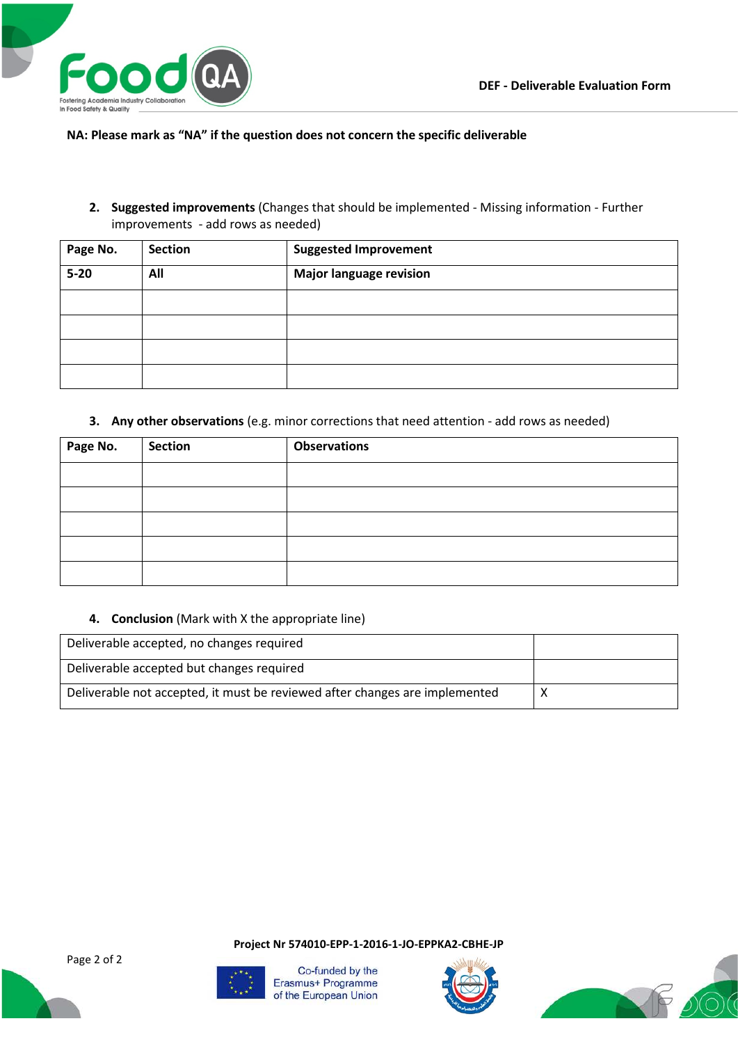**NA: Please mark as "NA" if the question does not concern the specific deliverable**

2. **Suggested improvements** (Changes that should be implemented - Missing information - Further improvements - add rows as needed)

| Page No. | Section | Suggested Improvement |
|---|---|---|
| **5-20** | **All** | **Major language revision** |
| | | |
| | | |
| | | |
| | | |

3. **Any other observations** (e.g. minor corrections that need attention - add rows as needed)

| Page No. | Section | Observations |
|---|---|---|
| | | |
| | | |
| | | |
| | | |
| | | |

4. **Conclusion** (Mark with X the appropriate line)

| | |
|---|---|
| Deliverable accepted, no changes required | |
| Deliverable accepted but changes required | |
| Deliverable not accepted, it must be reviewed after changes are implemented | X |

**Project Nr 574010-EPP-1-2016-1-JO-EPPKA2-CBHE-JP**

Co-funded by the Erasmus+ Programme of the European Union